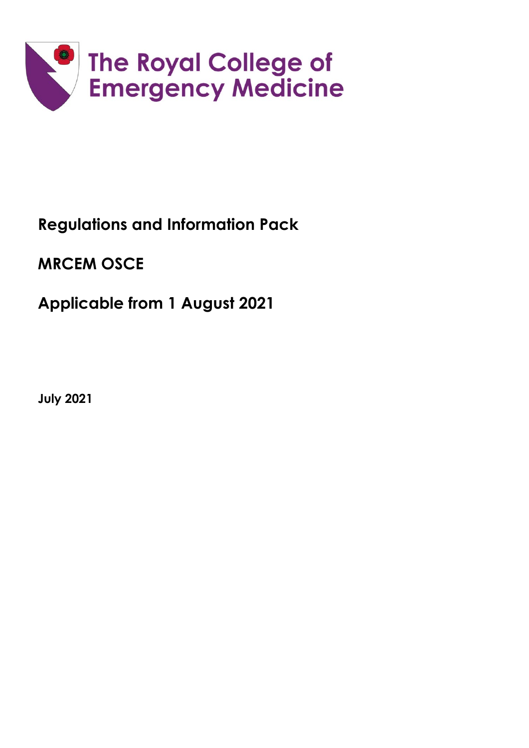The Royal College of Emergency Medicine

# Regulations and Information Pack

## MRCEM OSCE

## Applicable from 1 August 2021

**July 2021**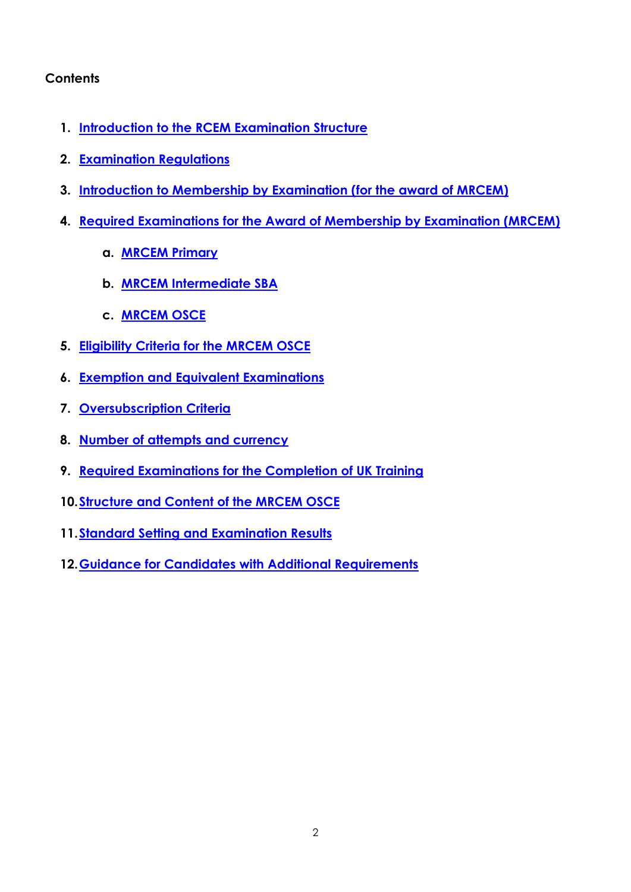**Contents**

1. Introduction to the RCEM Examination Structure
2. Examination Regulations
3. Introduction to Membership by Examination (for the award of MRCEM)
4. Required Examinations for the Award of Membership by Examination (MRCEM)
    a. MRCEM Primary
    b. MRCEM Intermediate SBA
    c. MRCEM OSCE
5. Eligibility Criteria for the MRCEM OSCE
6. Exemption and Equivalent Examinations
7. Oversubscription Criteria
8. Number of attempts and currency
9. Required Examinations for the Completion of UK Training
10. Structure and Content of the MRCEM OSCE
11. Standard Setting and Examination Results
12. Guidance for Candidates with Additional Requirements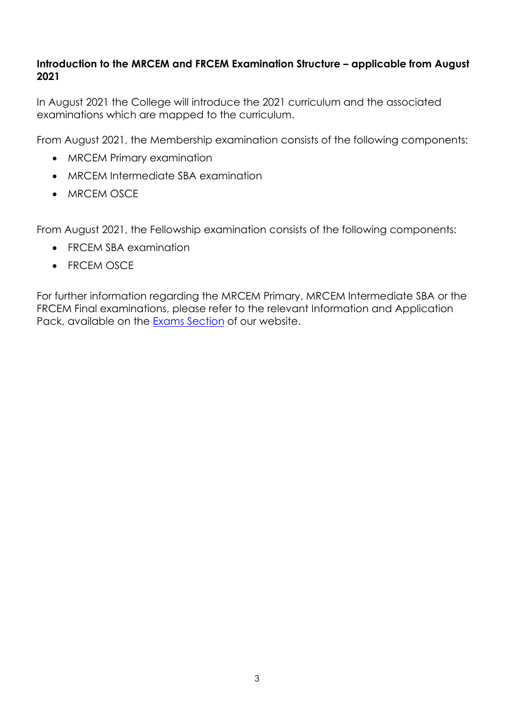**Introduction to the MRCEM and FRCEM Examination Structure – applicable from August 2021**

In August 2021 the College will introduce the 2021 curriculum and the associated examinations which are mapped to the curriculum.

From August 2021, the Membership examination consists of the following components:

- MRCEM Primary examination
- MRCEM Intermediate SBA examination
- MRCEM OSCE

From August 2021, the Fellowship examination consists of the following components:

- FRCEM SBA examination
- FRCEM OSCE

For further information regarding the MRCEM Primary, MRCEM Intermediate SBA or the FRCEM Final examinations, please refer to the relevant Information and Application Pack, available on the Exams Section of our website.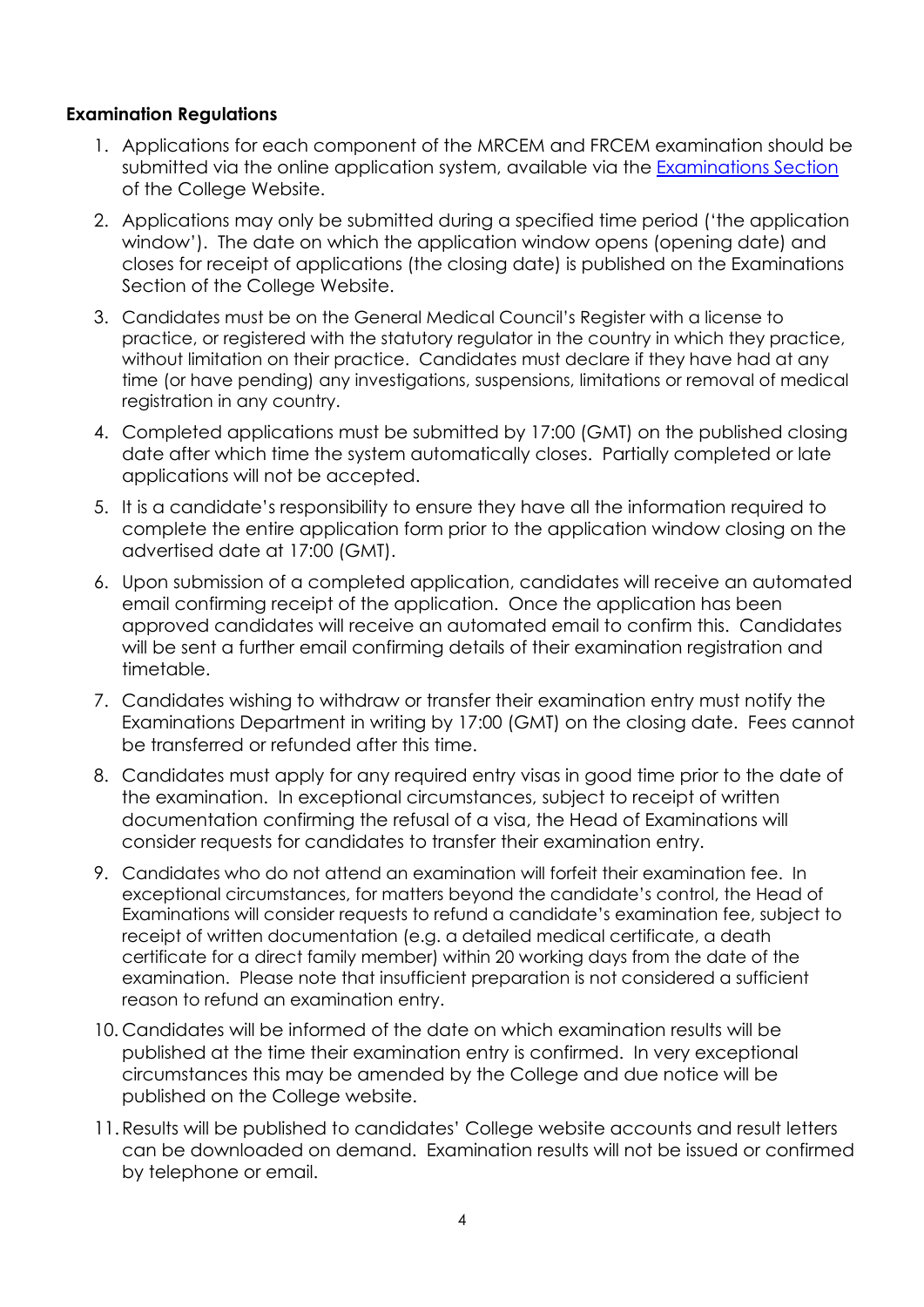**Examination Regulations**

1. Applications for each component of the MRCEM and FRCEM examination should be submitted via the online application system, available via the [Examinations Section](#) of the College Website.
2. Applications may only be submitted during a specified time period ('the application window'). The date on which the application window opens (opening date) and closes for receipt of applications (the closing date) is published on the Examinations Section of the College Website.
3. Candidates must be on the General Medical Council's Register with a license to practice, or registered with the statutory regulator in the country in which they practice, without limitation on their practice. Candidates must declare if they have had at any time (or have pending) any investigations, suspensions, limitations or removal of medical registration in any country.
4. Completed applications must be submitted by 17:00 (GMT) on the published closing date after which time the system automatically closes. Partially completed or late applications will not be accepted.
5. It is a candidate's responsibility to ensure they have all the information required to complete the entire application form prior to the application window closing on the advertised date at 17:00 (GMT).
6. Upon submission of a completed application, candidates will receive an automated email confirming receipt of the application. Once the application has been approved candidates will receive an automated email to confirm this. Candidates will be sent a further email confirming details of their examination registration and timetable.
7. Candidates wishing to withdraw or transfer their examination entry must notify the Examinations Department in writing by 17:00 (GMT) on the closing date. Fees cannot be transferred or refunded after this time.
8. Candidates must apply for any required entry visas in good time prior to the date of the examination. In exceptional circumstances, subject to receipt of written documentation confirming the refusal of a visa, the Head of Examinations will consider requests for candidates to transfer their examination entry.
9. Candidates who do not attend an examination will forfeit their examination fee. In exceptional circumstances, for matters beyond the candidate's control, the Head of Examinations will consider requests to refund a candidate's examination fee, subject to receipt of written documentation (e.g. a detailed medical certificate, a death certificate for a direct family member) within 20 working days from the date of the examination. Please note that insufficient preparation is not considered a sufficient reason to refund an examination entry.
10. Candidates will be informed of the date on which examination results will be published at the time their examination entry is confirmed. In very exceptional circumstances this may be amended by the College and due notice will be published on the College website.
11. Results will be published to candidates' College website accounts and result letters can be downloaded on demand. Examination results will not be issued or confirmed by telephone or email.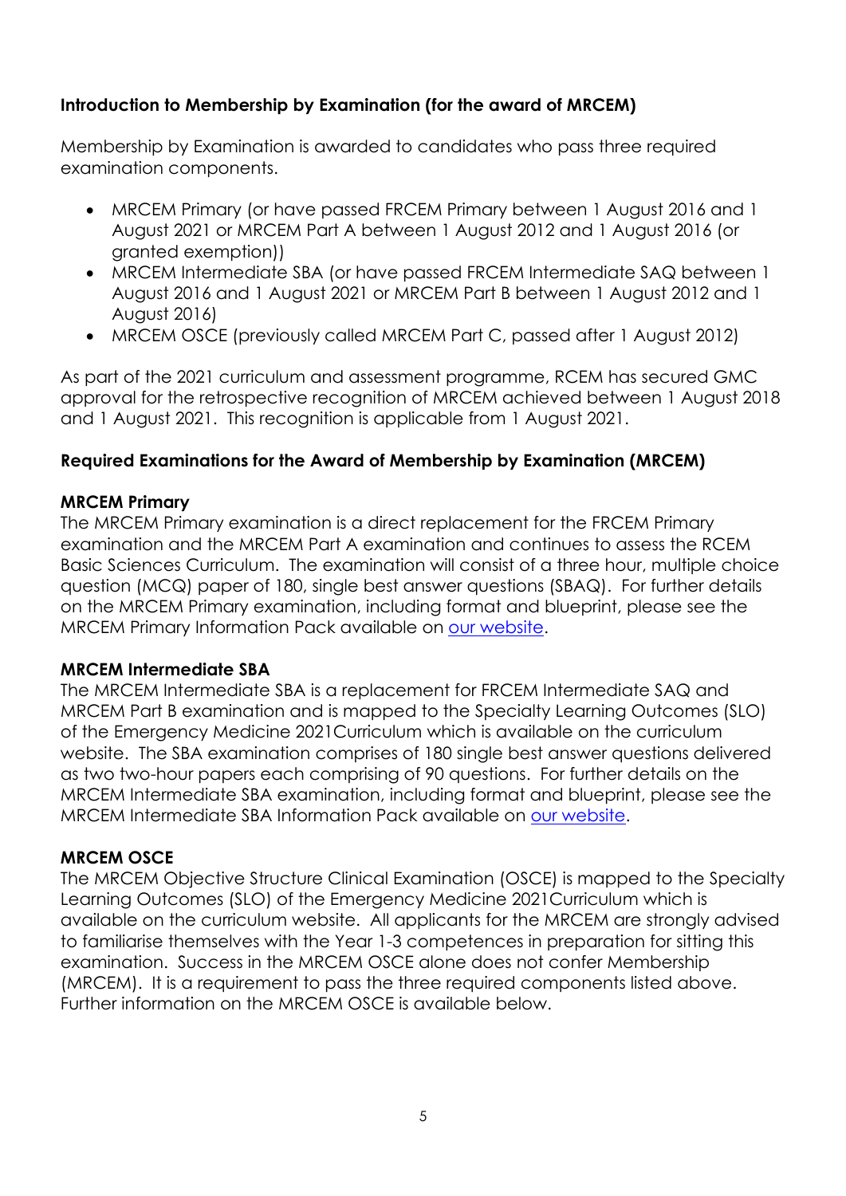### Introduction to Membership by Examination (for the award of MRCEM)

Membership by Examination is awarded to candidates who pass three required examination components.

- MRCEM Primary (or have passed FRCEM Primary between 1 August 2016 and 1 August 2021 or MRCEM Part A between 1 August 2012 and 1 August 2016 (or granted exemption))
- MRCEM Intermediate SBA (or have passed FRCEM Intermediate SAQ between 1 August 2016 and 1 August 2021 or MRCEM Part B between 1 August 2012 and 1 August 2016)
- MRCEM OSCE (previously called MRCEM Part C, passed after 1 August 2012)

As part of the 2021 curriculum and assessment programme, RCEM has secured GMC approval for the retrospective recognition of MRCEM achieved between 1 August 2018 and 1 August 2021. This recognition is applicable from 1 August 2021.

### Required Examinations for the Award of Membership by Examination (MRCEM)

**MRCEM Primary**

The MRCEM Primary examination is a direct replacement for the FRCEM Primary examination and the MRCEM Part A examination and continues to assess the RCEM Basic Sciences Curriculum. The examination will consist of a three hour, multiple choice question (MCQ) paper of 180, single best answer questions (SBAQ). For further details on the MRCEM Primary examination, including format and blueprint, please see the MRCEM Primary Information Pack available on our website.

**MRCEM Intermediate SBA**

The MRCEM Intermediate SBA is a replacement for FRCEM Intermediate SAQ and MRCEM Part B examination and is mapped to the Specialty Learning Outcomes (SLO) of the Emergency Medicine 2021Curriculum which is available on the curriculum website. The SBA examination comprises of 180 single best answer questions delivered as two two-hour papers each comprising of 90 questions. For further details on the MRCEM Intermediate SBA examination, including format and blueprint, please see the MRCEM Intermediate SBA Information Pack available on our website.

**MRCEM OSCE**

The MRCEM Objective Structure Clinical Examination (OSCE) is mapped to the Specialty Learning Outcomes (SLO) of the Emergency Medicine 2021Curriculum which is available on the curriculum website. All applicants for the MRCEM are strongly advised to familiarise themselves with the Year 1-3 competences in preparation for sitting this examination. Success in the MRCEM OSCE alone does not confer Membership (MRCEM). It is a requirement to pass the three required components listed above. Further information on the MRCEM OSCE is available below.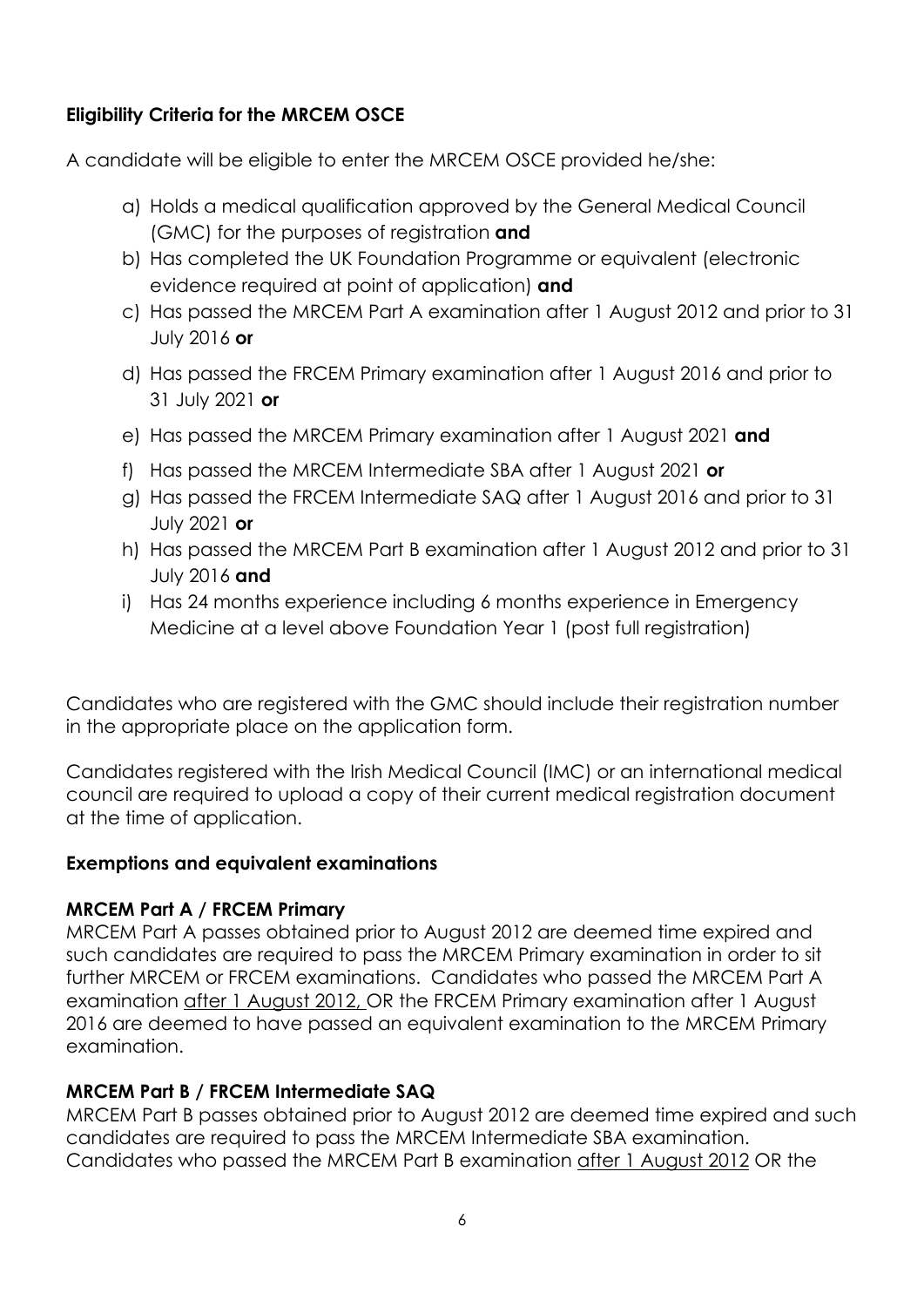**Eligibility Criteria for the MRCEM OSCE**

A candidate will be eligible to enter the MRCEM OSCE provided he/she:

a) Holds a medical qualification approved by the General Medical Council (GMC) for the purposes of registration **and**
b) Has completed the UK Foundation Programme or equivalent (electronic evidence required at point of application) **and**
c) Has passed the MRCEM Part A examination after 1 August 2012 and prior to 31 July 2016 **or**
d) Has passed the FRCEM Primary examination after 1 August 2016 and prior to 31 July 2021 **or**
e) Has passed the MRCEM Primary examination after 1 August 2021 **and**
f) Has passed the MRCEM Intermediate SBA after 1 August 2021 **or**
g) Has passed the FRCEM Intermediate SAQ after 1 August 2016 and prior to 31 July 2021 **or**
h) Has passed the MRCEM Part B examination after 1 August 2012 and prior to 31 July 2016 **and**
i) Has 24 months experience including 6 months experience in Emergency Medicine at a level above Foundation Year 1 (post full registration)

Candidates who are registered with the GMC should include their registration number in the appropriate place on the application form.

Candidates registered with the Irish Medical Council (IMC) or an international medical council are required to upload a copy of their current medical registration document at the time of application.

**Exemptions and equivalent examinations**

**MRCEM Part A / FRCEM Primary**

MRCEM Part A passes obtained prior to August 2012 are deemed time expired and such candidates are required to pass the MRCEM Primary examination in order to sit further MRCEM or FRCEM examinations. Candidates who passed the MRCEM Part A examination after 1 August 2012, OR the FRCEM Primary examination after 1 August 2016 are deemed to have passed an equivalent examination to the MRCEM Primary examination.

**MRCEM Part B / FRCEM Intermediate SAQ**

MRCEM Part B passes obtained prior to August 2012 are deemed time expired and such candidates are required to pass the MRCEM Intermediate SBA examination. Candidates who passed the MRCEM Part B examination after 1 August 2012 OR the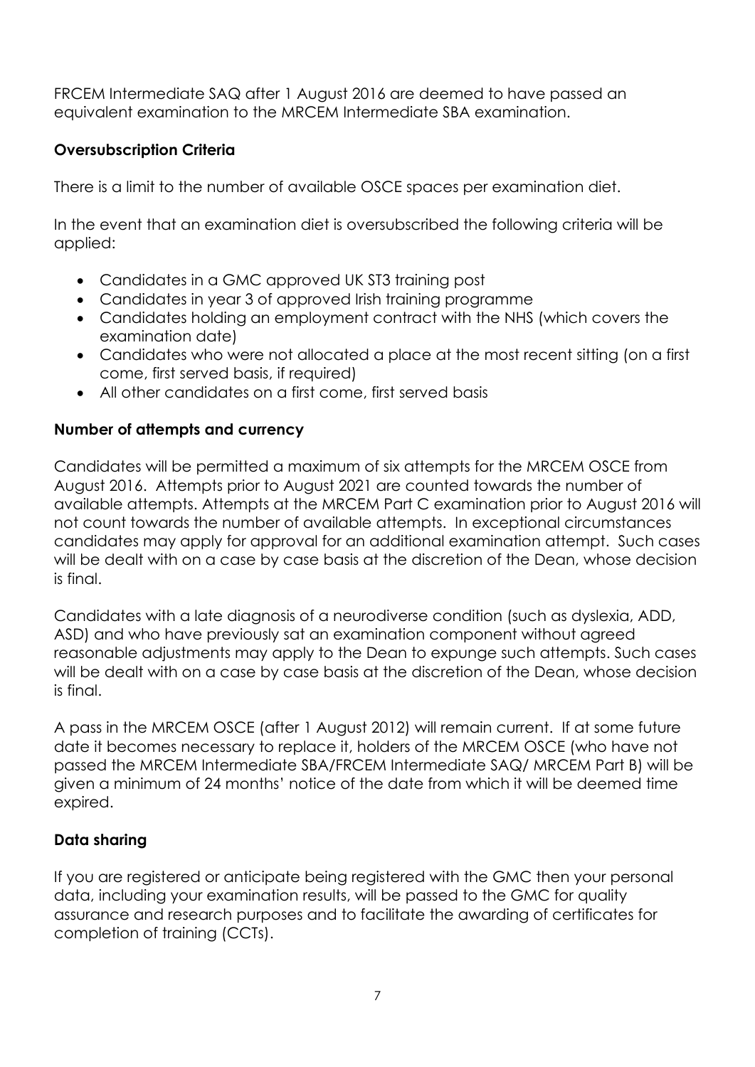FRCEM Intermediate SAQ after 1 August 2016 are deemed to have passed an equivalent examination to the MRCEM Intermediate SBA examination.

**Oversubscription Criteria**

There is a limit to the number of available OSCE spaces per examination diet.

In the event that an examination diet is oversubscribed the following criteria will be applied:

- Candidates in a GMC approved UK ST3 training post
- Candidates in year 3 of approved Irish training programme
- Candidates holding an employment contract with the NHS (which covers the examination date)
- Candidates who were not allocated a place at the most recent sitting (on a first come, first served basis, if required)
- All other candidates on a first come, first served basis

**Number of attempts and currency**

Candidates will be permitted a maximum of six attempts for the MRCEM OSCE from August 2016. Attempts prior to August 2021 are counted towards the number of available attempts. Attempts at the MRCEM Part C examination prior to August 2016 will not count towards the number of available attempts. In exceptional circumstances candidates may apply for approval for an additional examination attempt. Such cases will be dealt with on a case by case basis at the discretion of the Dean, whose decision is final.

Candidates with a late diagnosis of a neurodiverse condition (such as dyslexia, ADD, ASD) and who have previously sat an examination component without agreed reasonable adjustments may apply to the Dean to expunge such attempts. Such cases will be dealt with on a case by case basis at the discretion of the Dean, whose decision is final.

A pass in the MRCEM OSCE (after 1 August 2012) will remain current. If at some future date it becomes necessary to replace it, holders of the MRCEM OSCE (who have not passed the MRCEM Intermediate SBA/FRCEM Intermediate SAQ/ MRCEM Part B) will be given a minimum of 24 months' notice of the date from which it will be deemed time expired.

**Data sharing**

If you are registered or anticipate being registered with the GMC then your personal data, including your examination results, will be passed to the GMC for quality assurance and research purposes and to facilitate the awarding of certificates for completion of training (CCTs).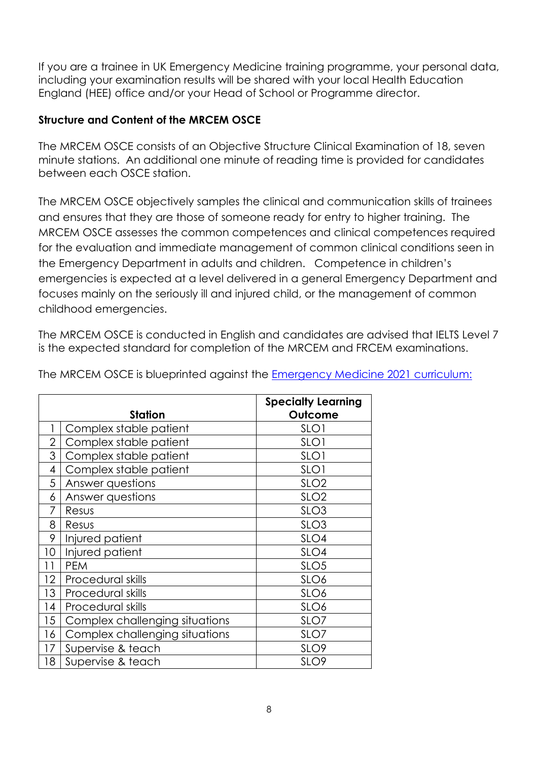If you are a trainee in UK Emergency Medicine training programme, your personal data, including your examination results will be shared with your local Health Education England (HEE) office and/or your Head of School or Programme director.

**Structure and Content of the MRCEM OSCE**

The MRCEM OSCE consists of an Objective Structure Clinical Examination of 18, seven minute stations. An additional one minute of reading time is provided for candidates between each OSCE station.

The MRCEM OSCE objectively samples the clinical and communication skills of trainees and ensures that they are those of someone ready for entry to higher training. The MRCEM OSCE assesses the common competences and clinical competences required for the evaluation and immediate management of common clinical conditions seen in the Emergency Department in adults and children. Competence in children's emergencies is expected at a level delivered in a general Emergency Department and focuses mainly on the seriously ill and injured child, or the management of common childhood emergencies.

The MRCEM OSCE is conducted in English and candidates are advised that IELTS Level 7 is the expected standard for completion of the MRCEM and FRCEM examinations.

The MRCEM OSCE is blueprinted against the [Emergency Medicine 2021 curriculum:]()

| | Station | Specialty Learning Outcome |
|---|---|---|
| 1 | Complex stable patient | SLO1 |
| 2 | Complex stable patient | SLO1 |
| 3 | Complex stable patient | SLO1 |
| 4 | Complex stable patient | SLO1 |
| 5 | Answer questions | SLO2 |
| 6 | Answer questions | SLO2 |
| 7 | Resus | SLO3 |
| 8 | Resus | SLO3 |
| 9 | Injured patient | SLO4 |
| 10 | Injured patient | SLO4 |
| 11 | PEM | SLO5 |
| 12 | Procedural skills | SLO6 |
| 13 | Procedural skills | SLO6 |
| 14 | Procedural skills | SLO6 |
| 15 | Complex challenging situations | SLO7 |
| 16 | Complex challenging situations | SLO7 |
| 17 | Supervise & teach | SLO9 |
| 18 | Supervise & teach | SLO9 |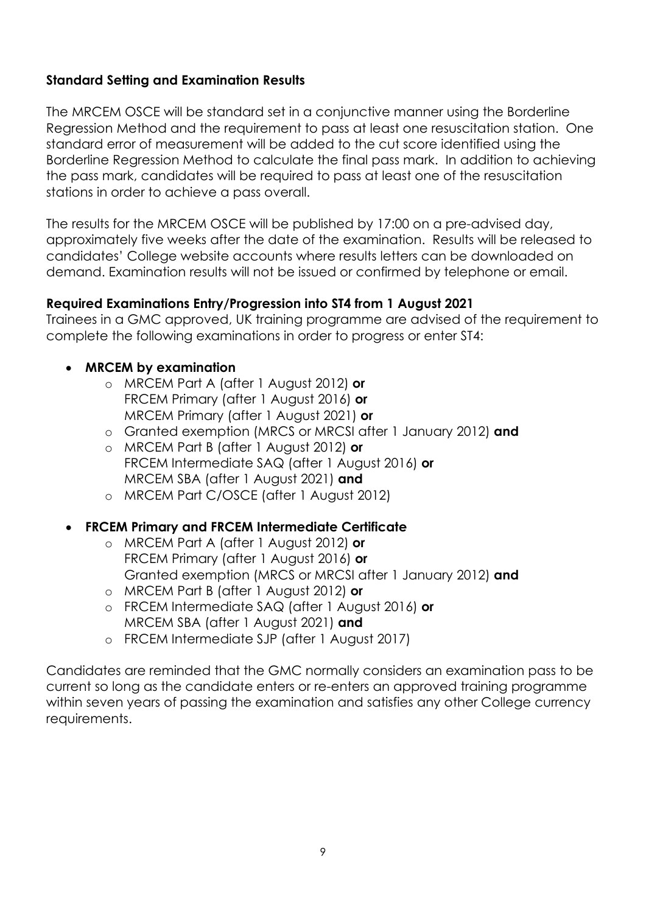**Standard Setting and Examination Results**

The MRCEM OSCE will be standard set in a conjunctive manner using the Borderline Regression Method and the requirement to pass at least one resuscitation station. One standard error of measurement will be added to the cut score identified using the Borderline Regression Method to calculate the final pass mark. In addition to achieving the pass mark, candidates will be required to pass at least one of the resuscitation stations in order to achieve a pass overall.

The results for the MRCEM OSCE will be published by 17:00 on a pre-advised day, approximately five weeks after the date of the examination. Results will be released to candidates' College website accounts where results letters can be downloaded on demand. Examination results will not be issued or confirmed by telephone or email.

**Required Examinations Entry/Progression into ST4 from 1 August 2021**

Trainees in a GMC approved, UK training programme are advised of the requirement to complete the following examinations in order to progress or enter ST4:

- **MRCEM by examination**
  - MRCEM Part A (after 1 August 2012) **or**
    FRCEM Primary (after 1 August 2016) **or**
    MRCEM Primary (after 1 August 2021) **or**
  - Granted exemption (MRCS or MRCSI after 1 January 2012) **and**
  - MRCEM Part B (after 1 August 2012) **or**
    FRCEM Intermediate SAQ (after 1 August 2016) **or**
    MRCEM SBA (after 1 August 2021) **and**
  - MRCEM Part C/OSCE (after 1 August 2012)

- **FRCEM Primary and FRCEM Intermediate Certificate**
  - MRCEM Part A (after 1 August 2012) **or**
    FRCEM Primary (after 1 August 2016) **or**
    Granted exemption (MRCS or MRCSI after 1 January 2012) **and**
  - MRCEM Part B (after 1 August 2012) **or**
  - FRCEM Intermediate SAQ (after 1 August 2016) **or**
    MRCEM SBA (after 1 August 2021) **and**
  - FRCEM Intermediate SJP (after 1 August 2017)

Candidates are reminded that the GMC normally considers an examination pass to be current so long as the candidate enters or re-enters an approved training programme within seven years of passing the examination and satisfies any other College currency requirements.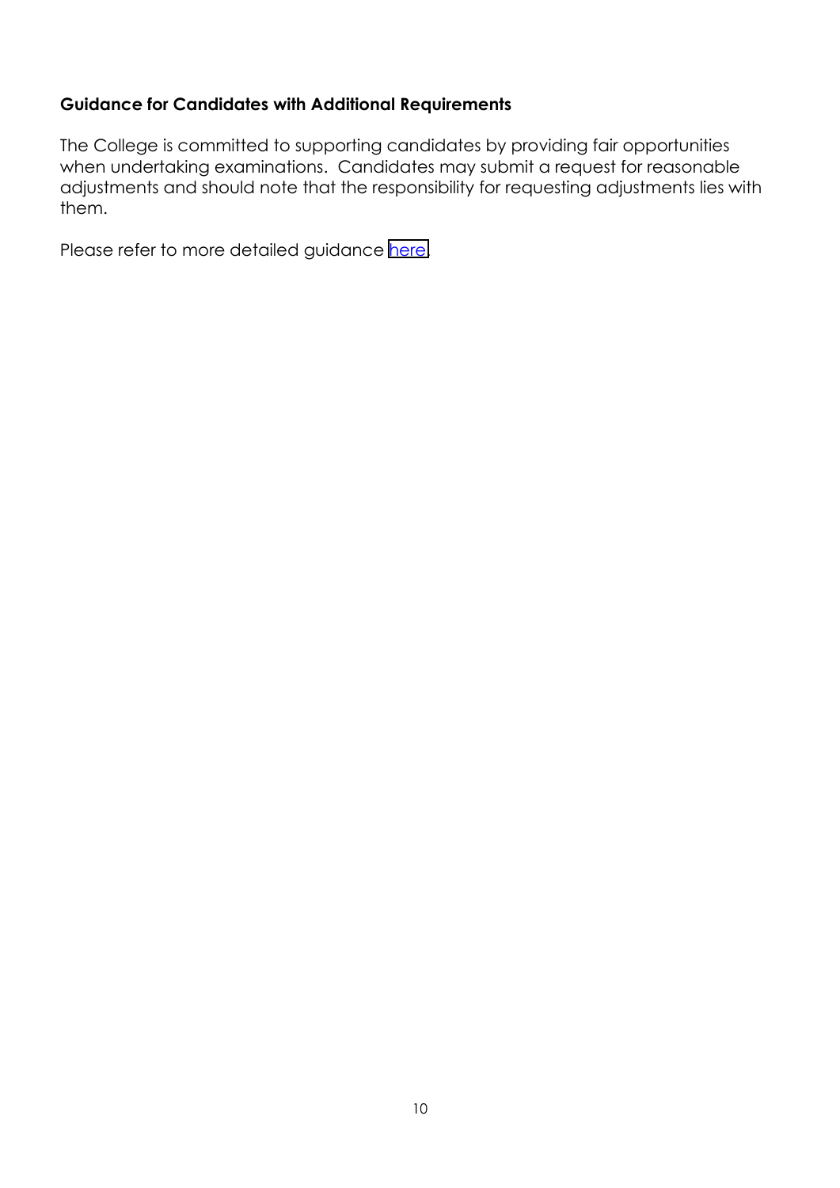**Guidance for Candidates with Additional Requirements**

The College is committed to supporting candidates by providing fair opportunities when undertaking examinations. Candidates may submit a request for reasonable adjustments and should note that the responsibility for requesting adjustments lies with them.

Please refer to more detailed guidance here.